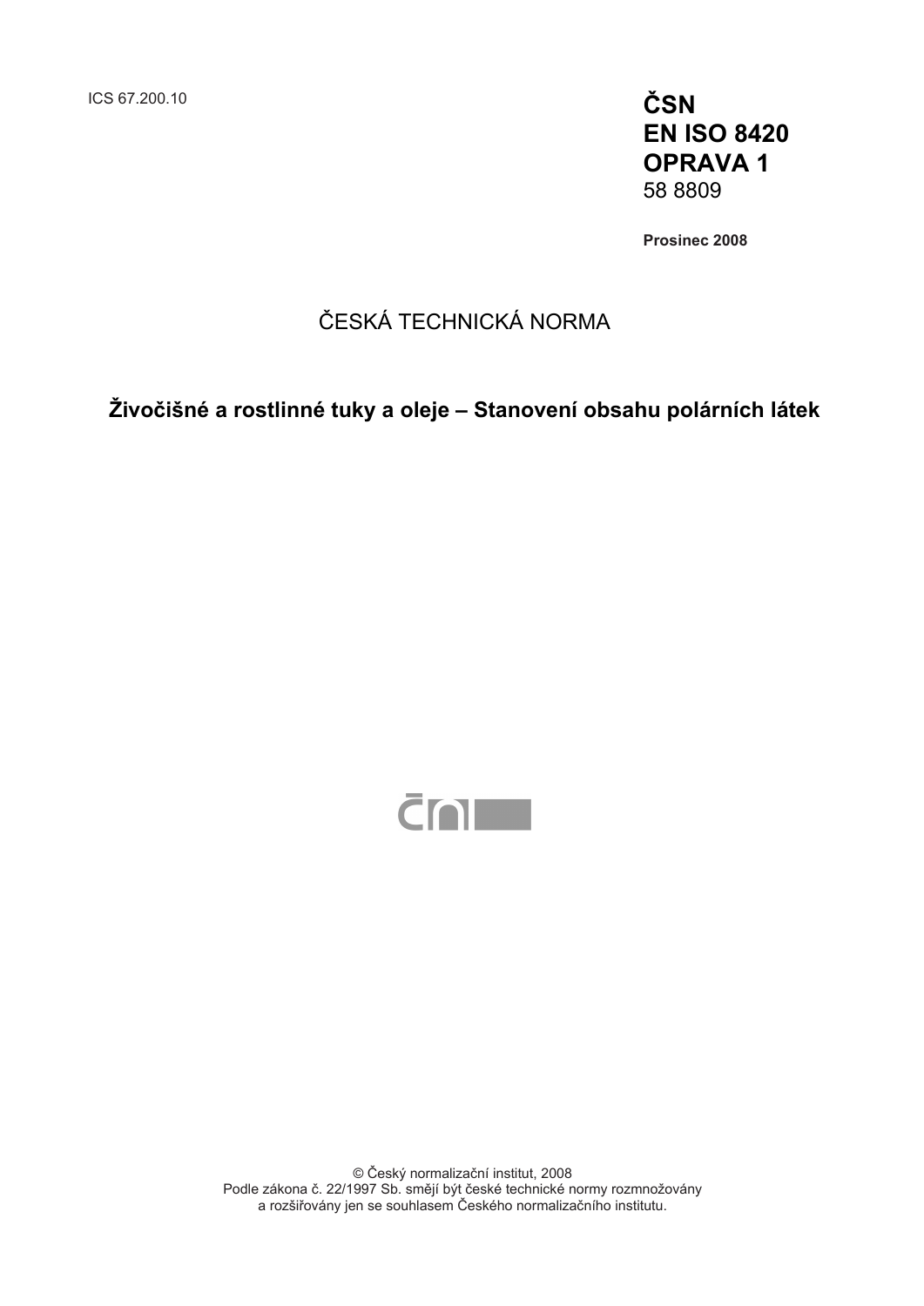ICS 67.200.10

**ČSN**
**EN ISO 8420**
**OPRAVA 1**
58 8809

**Prosinec 2008**

ČESKÁ TECHNICKÁ NORMA

**Živočišné a rostlinné tuky a oleje – Stanovení obsahu polárních látek**

© Český normalizační institut, 2008
Podle zákona č. 22/1997 Sb. smějí být české technické normy rozmnožovány a rozšiřovány jen se souhlasem Českého normalizačního institutu.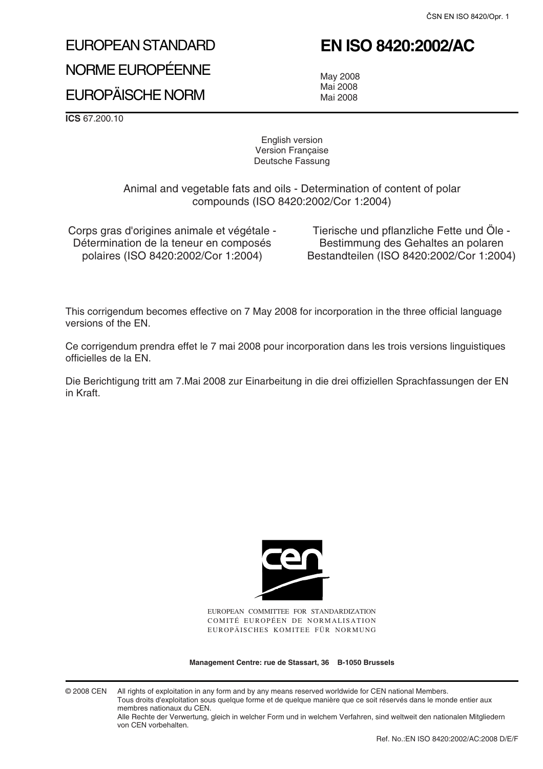# EUROPEAN STANDARD

# NORME EUROPÉENNE

# EUROPÄISCHE NORM

# EN ISO 8420:2002/AC

May 2008
Mai 2008
Mai 2008

**ICS** 67.200.10

English version
Version Française
Deutsche Fassung

Animal and vegetable fats and oils - Determination of content of polar compounds (ISO 8420:2002/Cor 1:2004)

Corps gras d'origines animale et végétale - Détermination de la teneur en composés polaires (ISO 8420:2002/Cor 1:2004)

Tierische und pflanzliche Fette und Öle - Bestimmung des Gehaltes an polaren Bestandteilen (ISO 8420:2002/Cor 1:2004)

This corrigendum becomes effective on 7 May 2008 for incorporation in the three official language versions of the EN.

Ce corrigendum prendra effet le 7 mai 2008 pour incorporation dans les trois versions linguistiques officielles de la EN.

Die Berichtigung tritt am 7.Mai 2008 zur Einarbeitung in die drei offiziellen Sprachfassungen der EN in Kraft.

EUROPEAN COMMITTEE FOR STANDARDIZATION
COMITÉ EUROPÉEN DE NORMALISATION
EUROPÄISCHES KOMITEE FÜR NORMUNG

**Management Centre: rue de Stassart, 36 B-1050 Brussels**

© 2008 CEN All rights of exploitation in any form and by any means reserved worldwide for CEN national Members.
Tous droits d'exploitation sous quelque forme et de quelque manière que ce soit réservés dans le monde entier aux membres nationaux du CEN.
Alle Rechte der Verwertung, gleich in welcher Form und in welchem Verfahren, sind weltweit den nationalen Mitgliedern von CEN vorbehalten.

Ref. No.:EN ISO 8420:2002/AC:2008 D/E/F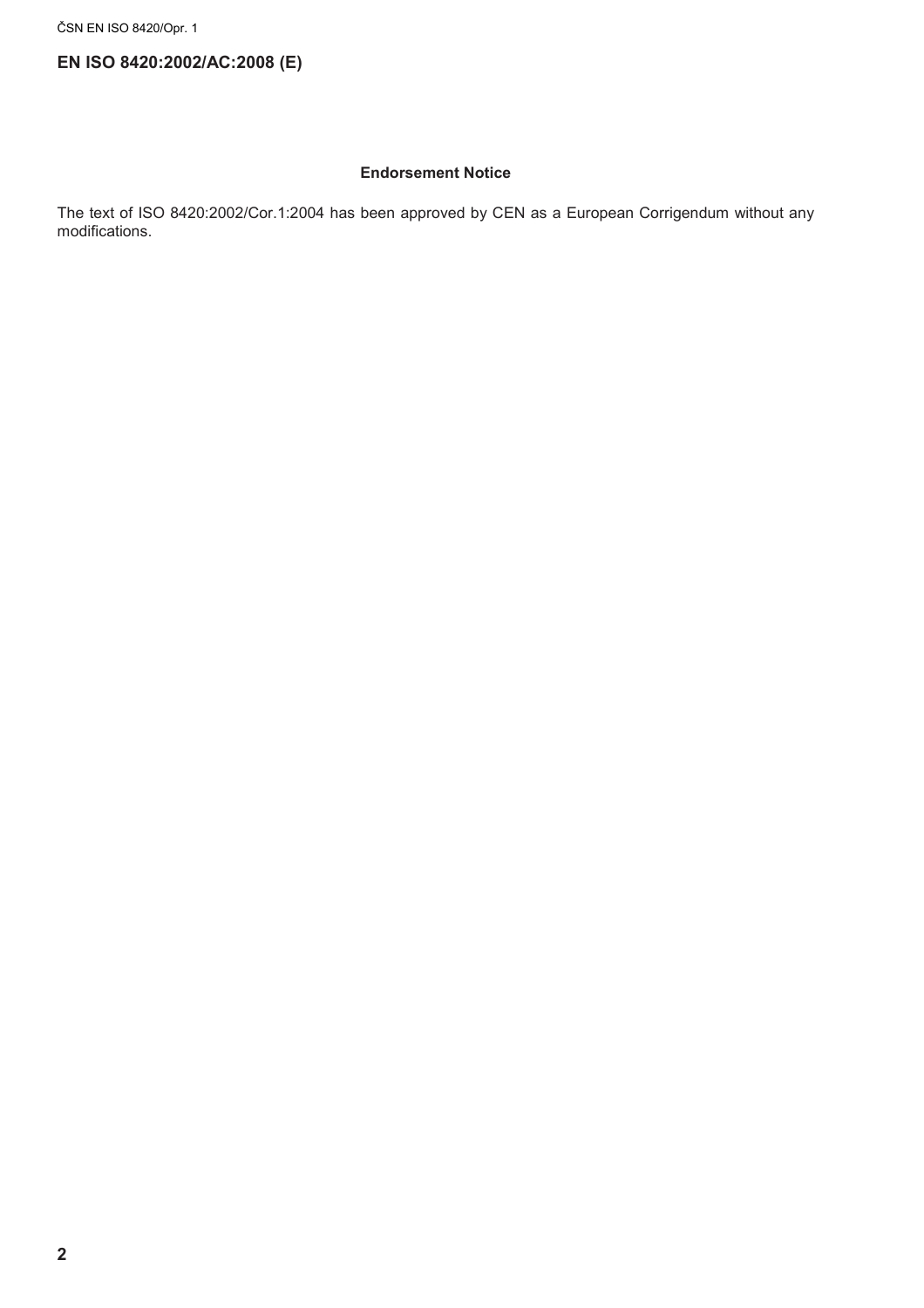**EN ISO 8420:2002/AC:2008 (E)**

**Endorsement Notice**

The text of ISO 8420:2002/Cor.1:2004 has been approved by CEN as a European Corrigendum without any modifications.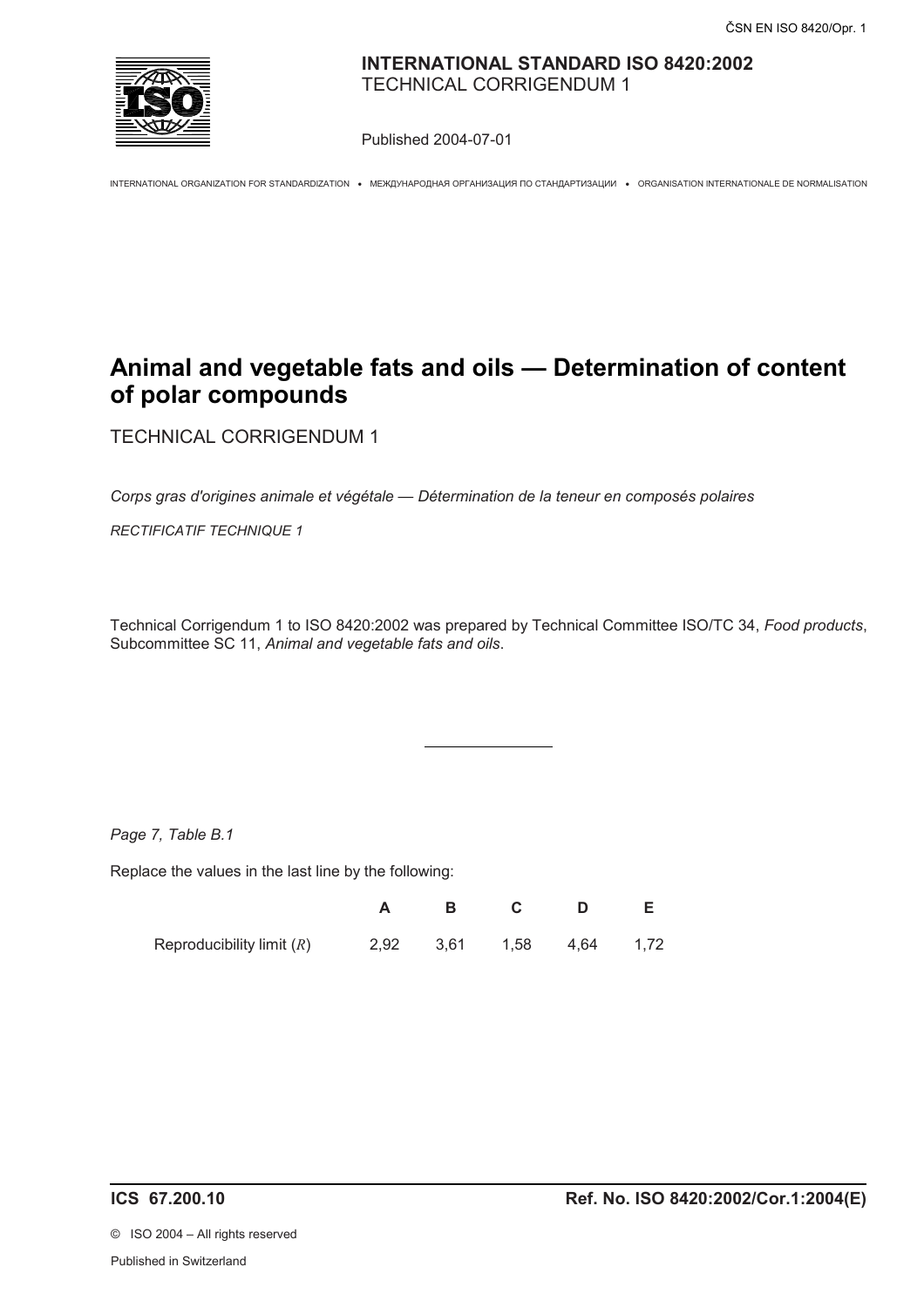**INTERNATIONAL STANDARD ISO 8420:2002**
TECHNICAL CORRIGENDUM 1

Published 2004-07-01

INTERNATIONAL ORGANIZATION FOR STANDARDIZATION • МЕЖДУНАРОДНАЯ ОРГАНИЗАЦИЯ ПО СТАНДАРТИЗАЦИИ • ORGANISATION INTERNATIONALE DE NORMALISATION

# Animal and vegetable fats and oils — Determination of content of polar compounds

TECHNICAL CORRIGENDUM 1

*Corps gras d'origines animale et végétale — Détermination de la teneur en composés polaires*

*RECTIFICATIF TECHNIQUE 1*

Technical Corrigendum 1 to ISO 8420:2002 was prepared by Technical Committee ISO/TC 34, *Food products*, Subcommittee SC 11, *Animal and vegetable fats and oils*.

---

*Page 7, Table B.1*

Replace the values in the last line by the following:

| | **A** | **B** | **C** | **D** | **E** |
|---|---|---|---|---|---|
| Reproducibility limit ($R$) | 2,92 | 3,61 | 1,58 | 4,64 | 1,72 |

**ICS 67.200.10** **Ref. No. ISO 8420:2002/Cor.1:2004(E)**

© ISO 2004 – All rights reserved

Published in Switzerland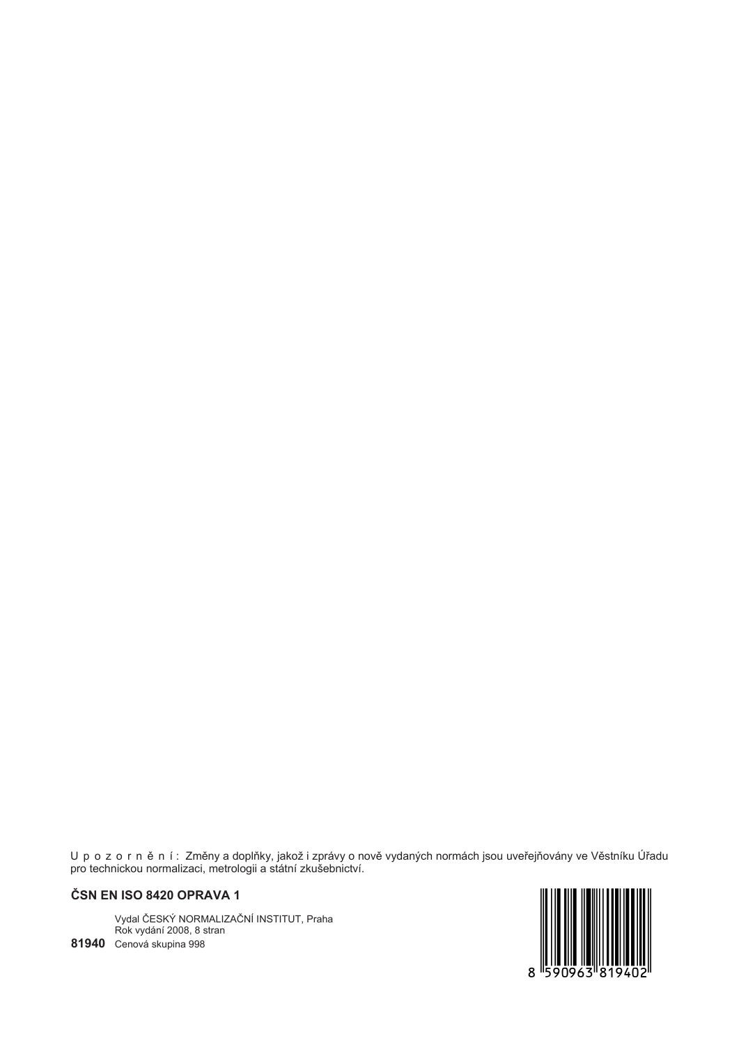U p o z o r n ě n í : Změny a doplňky, jakož i zprávy o nově vydaných normách jsou uveřejňovány ve Věstníku Úřadu pro technickou normalizaci, metrologii a státní zkušebnictví.

**ČSN EN ISO 8420 OPRAVA 1**

Vydal ČESKÝ NORMALIZAČNÍ INSTITUT, Praha
Rok vydání 2008, 8 stran

**81940** Cenová skupina 998

8 590963 819402